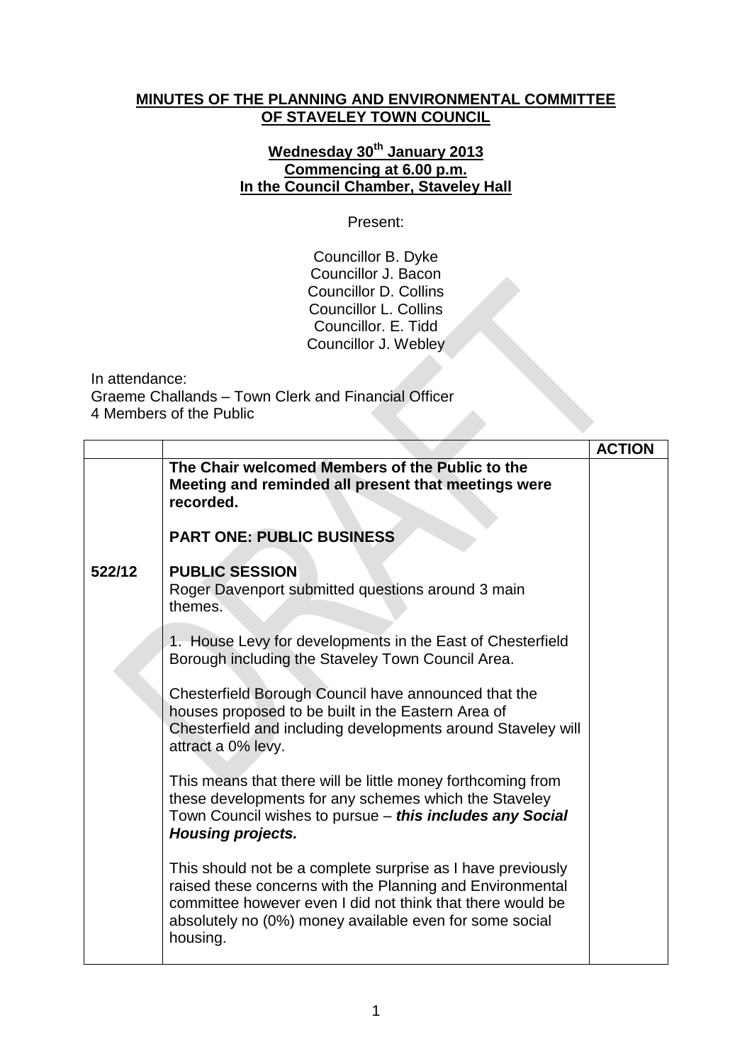**MINUTES OF THE PLANNING AND ENVIRONMENTAL COMMITTEE OF STAVELEY TOWN COUNCIL**

**Wednesday 30th January 2013**
**Commencing at 6.00 p.m.**
**In the Council Chamber, Staveley Hall**

Present:

Councillor B. Dyke
Councillor J. Bacon
Councillor D. Collins
Councillor L. Collins
Councillor. E. Tidd
Councillor J. Webley

In attendance:
Graeme Challands – Town Clerk and Financial Officer
4 Members of the Public

| | | ACTION |
|---|---|---|
| | **The Chair welcomed Members of the Public to the Meeting and reminded all present that meetings were recorded.**<br><br>**PART ONE: PUBLIC BUSINESS** | |
| **522/12** | **PUBLIC SESSION**<br>Roger Davenport submitted questions around 3 main themes.<br><br>1. House Levy for developments in the East of Chesterfield Borough including the Staveley Town Council Area.<br><br>Chesterfield Borough Council have announced that the houses proposed to be built in the Eastern Area of Chesterfield and including developments around Staveley will attract a 0% levy.<br><br>This means that there will be little money forthcoming from these developments for any schemes which the Staveley Town Council wishes to pursue – ***this includes any Social Housing projects.***<br><br>This should not be a complete surprise as I have previously raised these concerns with the Planning and Environmental committee however even I did not think that there would be absolutely no (0%) money available even for some social housing. | |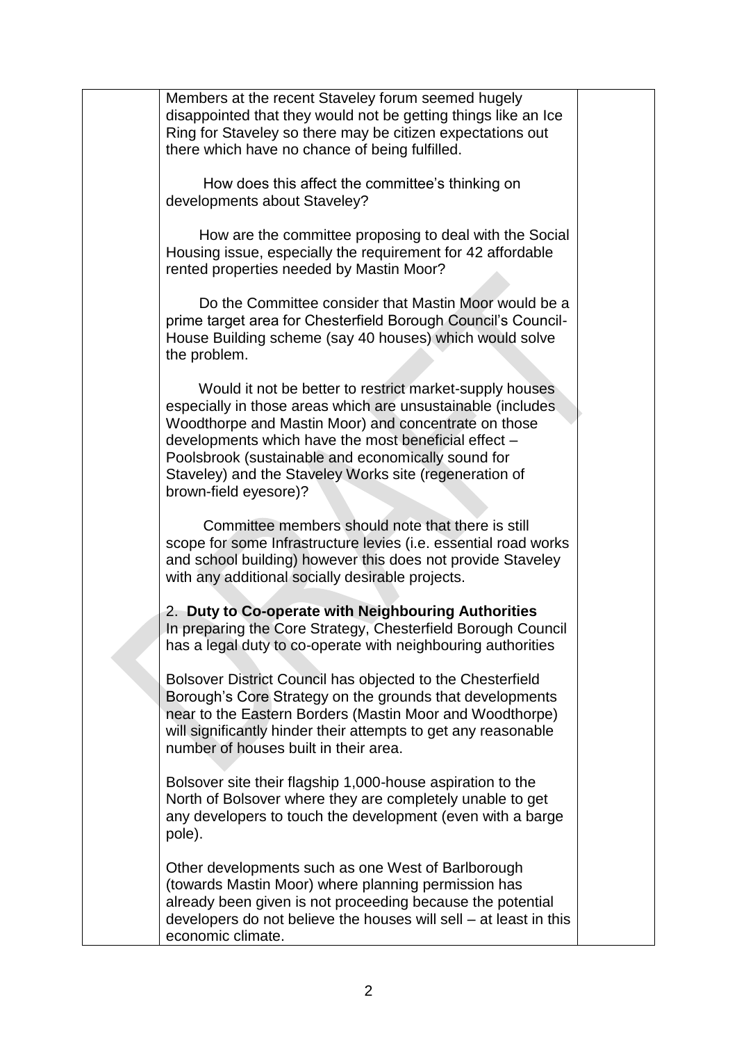Members at the recent Staveley forum seemed hugely disappointed that they would not be getting things like an Ice Ring for Staveley so there may be citizen expectations out there which have no chance of being fulfilled.

How does this affect the committee's thinking on developments about Staveley?

How are the committee proposing to deal with the Social Housing issue, especially the requirement for 42 affordable rented properties needed by Mastin Moor?

Do the Committee consider that Mastin Moor would be a prime target area for Chesterfield Borough Council's Council-House Building scheme (say 40 houses) which would solve the problem.

Would it not be better to restrict market-supply houses especially in those areas which are unsustainable (includes Woodthorpe and Mastin Moor) and concentrate on those developments which have the most beneficial effect – Poolsbrook (sustainable and economically sound for Staveley) and the Staveley Works site (regeneration of brown-field eyesore)?

Committee members should note that there is still scope for some Infrastructure levies (i.e. essential road works and school building) however this does not provide Staveley with any additional socially desirable projects.

2. **Duty to Co-operate with Neighbouring Authorities**

In preparing the Core Strategy, Chesterfield Borough Council has a legal duty to co-operate with neighbouring authorities

Bolsover District Council has objected to the Chesterfield Borough's Core Strategy on the grounds that developments near to the Eastern Borders (Mastin Moor and Woodthorpe) will significantly hinder their attempts to get any reasonable number of houses built in their area.

Bolsover site their flagship 1,000-house aspiration to the North of Bolsover where they are completely unable to get any developers to touch the development (even with a barge pole).

Other developments such as one West of Barlborough (towards Mastin Moor) where planning permission has already been given is not proceeding because the potential developers do not believe the houses will sell – at least in this economic climate.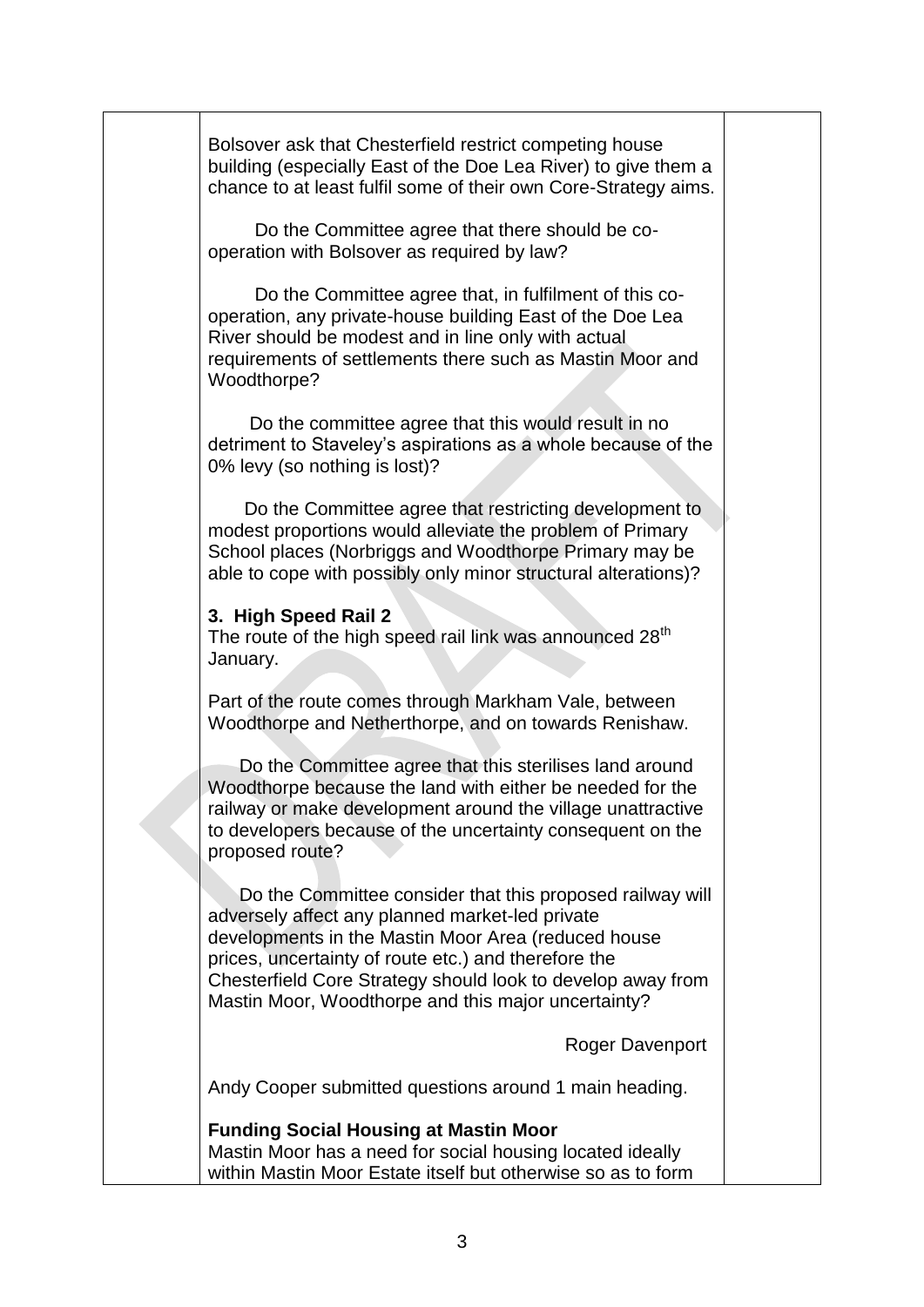Bolsover ask that Chesterfield restrict competing house building (especially East of the Doe Lea River) to give them a chance to at least fulfil some of their own Core-Strategy aims.

Do the Committee agree that there should be co-operation with Bolsover as required by law?

Do the Committee agree that, in fulfilment of this co-operation, any private-house building East of the Doe Lea River should be modest and in line only with actual requirements of settlements there such as Mastin Moor and Woodthorpe?

Do the committee agree that this would result in no detriment to Staveley's aspirations as a whole because of the 0% levy (so nothing is lost)?

Do the Committee agree that restricting development to modest proportions would alleviate the problem of Primary School places (Norbriggs and Woodthorpe Primary may be able to cope with possibly only minor structural alterations)?

**3. High Speed Rail 2**

The route of the high speed rail link was announced 28th January.

Part of the route comes through Markham Vale, between Woodthorpe and Netherthorpe, and on towards Renishaw.

Do the Committee agree that this sterilises land around Woodthorpe because the land with either be needed for the railway or make development around the village unattractive to developers because of the uncertainty consequent on the proposed route?

Do the Committee consider that this proposed railway will adversely affect any planned market-led private developments in the Mastin Moor Area (reduced house prices, uncertainty of route etc.) and therefore the Chesterfield Core Strategy should look to develop away from Mastin Moor, Woodthorpe and this major uncertainty?

Roger Davenport

Andy Cooper submitted questions around 1 main heading.

**Funding Social Housing at Mastin Moor**

Mastin Moor has a need for social housing located ideally within Mastin Moor Estate itself but otherwise so as to form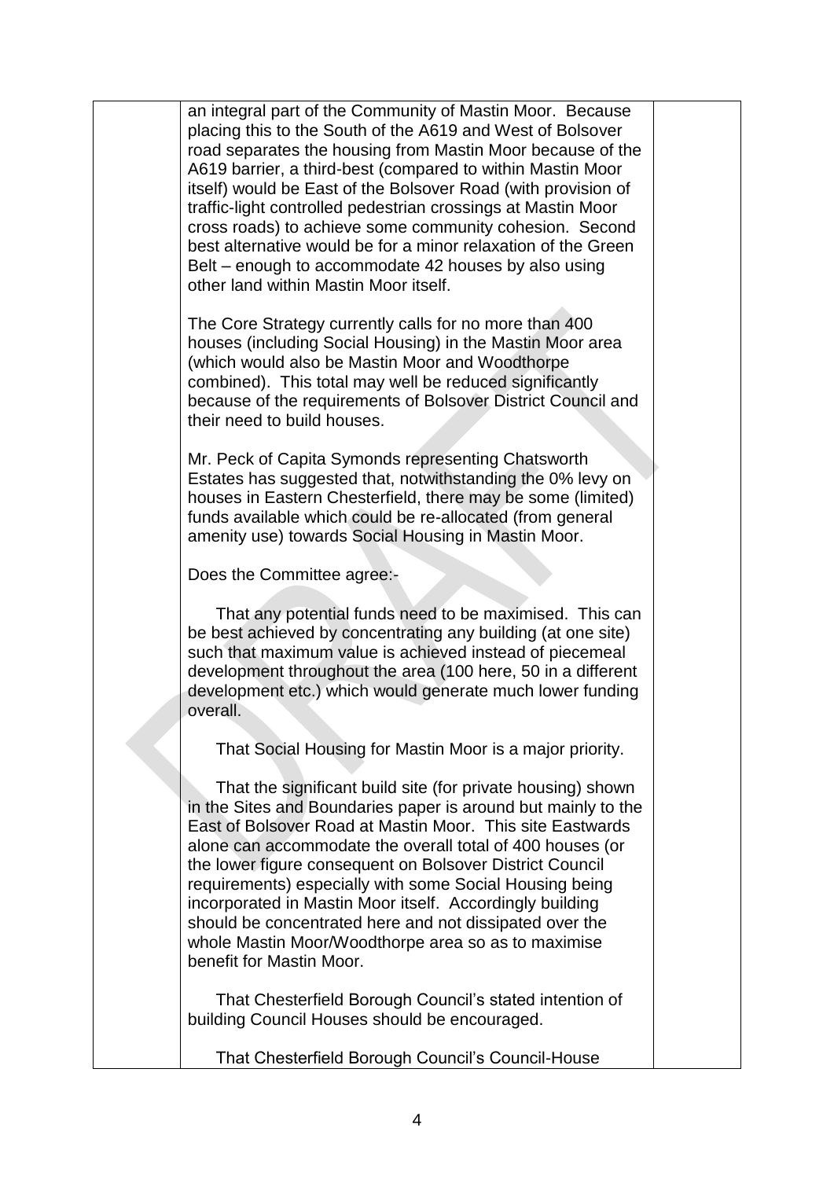an integral part of the Community of Mastin Moor. Because placing this to the South of the A619 and West of Bolsover road separates the housing from Mastin Moor because of the A619 barrier, a third-best (compared to within Mastin Moor itself) would be East of the Bolsover Road (with provision of traffic-light controlled pedestrian crossings at Mastin Moor cross roads) to achieve some community cohesion. Second best alternative would be for a minor relaxation of the Green Belt – enough to accommodate 42 houses by also using other land within Mastin Moor itself.

The Core Strategy currently calls for no more than 400 houses (including Social Housing) in the Mastin Moor area (which would also be Mastin Moor and Woodthorpe combined). This total may well be reduced significantly because of the requirements of Bolsover District Council and their need to build houses.

Mr. Peck of Capita Symonds representing Chatsworth Estates has suggested that, notwithstanding the 0% levy on houses in Eastern Chesterfield, there may be some (limited) funds available which could be re-allocated (from general amenity use) towards Social Housing in Mastin Moor.

Does the Committee agree:-

That any potential funds need to be maximised. This can be best achieved by concentrating any building (at one site) such that maximum value is achieved instead of piecemeal development throughout the area (100 here, 50 in a different development etc.) which would generate much lower funding overall.

That Social Housing for Mastin Moor is a major priority.

That the significant build site (for private housing) shown in the Sites and Boundaries paper is around but mainly to the East of Bolsover Road at Mastin Moor. This site Eastwards alone can accommodate the overall total of 400 houses (or the lower figure consequent on Bolsover District Council requirements) especially with some Social Housing being incorporated in Mastin Moor itself. Accordingly building should be concentrated here and not dissipated over the whole Mastin Moor/Woodthorpe area so as to maximise benefit for Mastin Moor.

That Chesterfield Borough Council's stated intention of building Council Houses should be encouraged.

That Chesterfield Borough Council's Council-House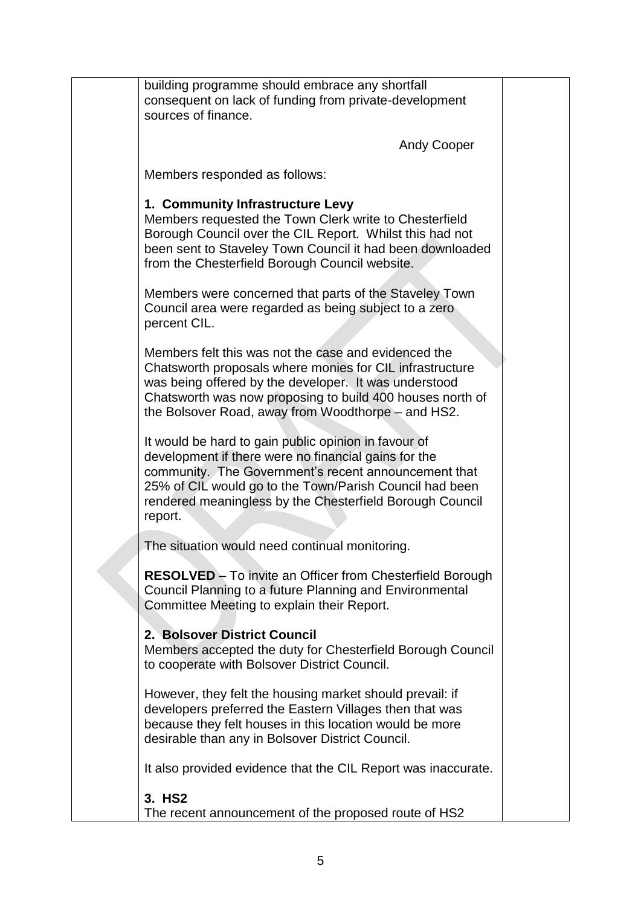building programme should embrace any shortfall consequent on lack of funding from private-development sources of finance.

Andy Cooper

Members responded as follows:

**1. Community Infrastructure Levy**
Members requested the Town Clerk write to Chesterfield Borough Council over the CIL Report. Whilst this had not been sent to Staveley Town Council it had been downloaded from the Chesterfield Borough Council website.

Members were concerned that parts of the Staveley Town Council area were regarded as being subject to a zero percent CIL.

Members felt this was not the case and evidenced the Chatsworth proposals where monies for CIL infrastructure was being offered by the developer. It was understood Chatsworth was now proposing to build 400 houses north of the Bolsover Road, away from Woodthorpe – and HS2.

It would be hard to gain public opinion in favour of development if there were no financial gains for the community. The Government's recent announcement that 25% of CIL would go to the Town/Parish Council had been rendered meaningless by the Chesterfield Borough Council report.

The situation would need continual monitoring.

**RESOLVED** – To invite an Officer from Chesterfield Borough Council Planning to a future Planning and Environmental Committee Meeting to explain their Report.

**2. Bolsover District Council**
Members accepted the duty for Chesterfield Borough Council to cooperate with Bolsover District Council.

However, they felt the housing market should prevail: if developers preferred the Eastern Villages then that was because they felt houses in this location would be more desirable than any in Bolsover District Council.

It also provided evidence that the CIL Report was inaccurate.

**3. HS2**
The recent announcement of the proposed route of HS2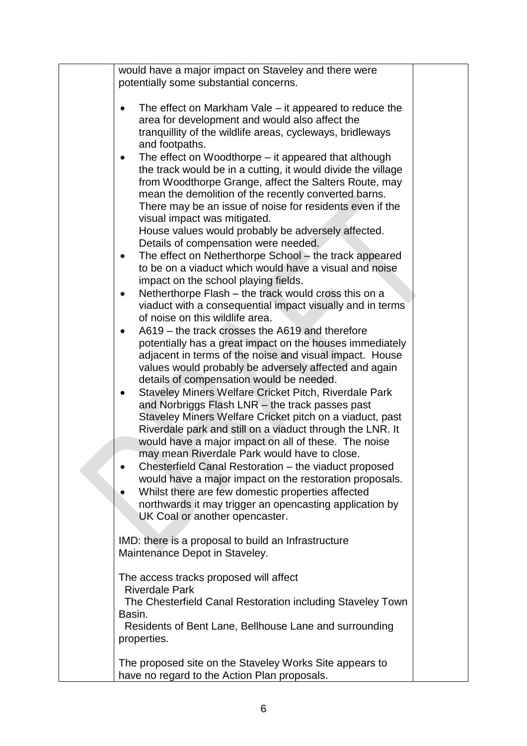would have a major impact on Staveley and there were potentially some substantial concerns.

- The effect on Markham Vale – it appeared to reduce the area for development and would also affect the tranquillity of the wildlife areas, cycleways, bridleways and footpaths.
- The effect on Woodthorpe – it appeared that although the track would be in a cutting, it would divide the village from Woodthorpe Grange, affect the Salters Route, may mean the demolition of the recently converted barns. There may be an issue of noise for residents even if the visual impact was mitigated.
  House values would probably be adversely affected. Details of compensation were needed.
- The effect on Netherthorpe School – the track appeared to be on a viaduct which would have a visual and noise impact on the school playing fields.
- Netherthorpe Flash – the track would cross this on a viaduct with a consequential impact visually and in terms of noise on this wildlife area.
- A619 – the track crosses the A619 and therefore potentially has a great impact on the houses immediately adjacent in terms of the noise and visual impact. House values would probably be adversely affected and again details of compensation would be needed.
- Staveley Miners Welfare Cricket Pitch, Riverdale Park and Norbriggs Flash LNR – the track passes past Staveley Miners Welfare Cricket pitch on a viaduct, past Riverdale park and still on a viaduct through the LNR. It would have a major impact on all of these. The noise may mean Riverdale Park would have to close.
- Chesterfield Canal Restoration – the viaduct proposed would have a major impact on the restoration proposals.
- Whilst there are few domestic properties affected northwards it may trigger an opencasting application by UK Coal or another opencaster.

IMD: there is a proposal to build an Infrastructure Maintenance Depot in Staveley.

The access tracks proposed will affect
 Riverdale Park
 The Chesterfield Canal Restoration including Staveley Town Basin.
 Residents of Bent Lane, Bellhouse Lane and surrounding properties.

The proposed site on the Staveley Works Site appears to have no regard to the Action Plan proposals.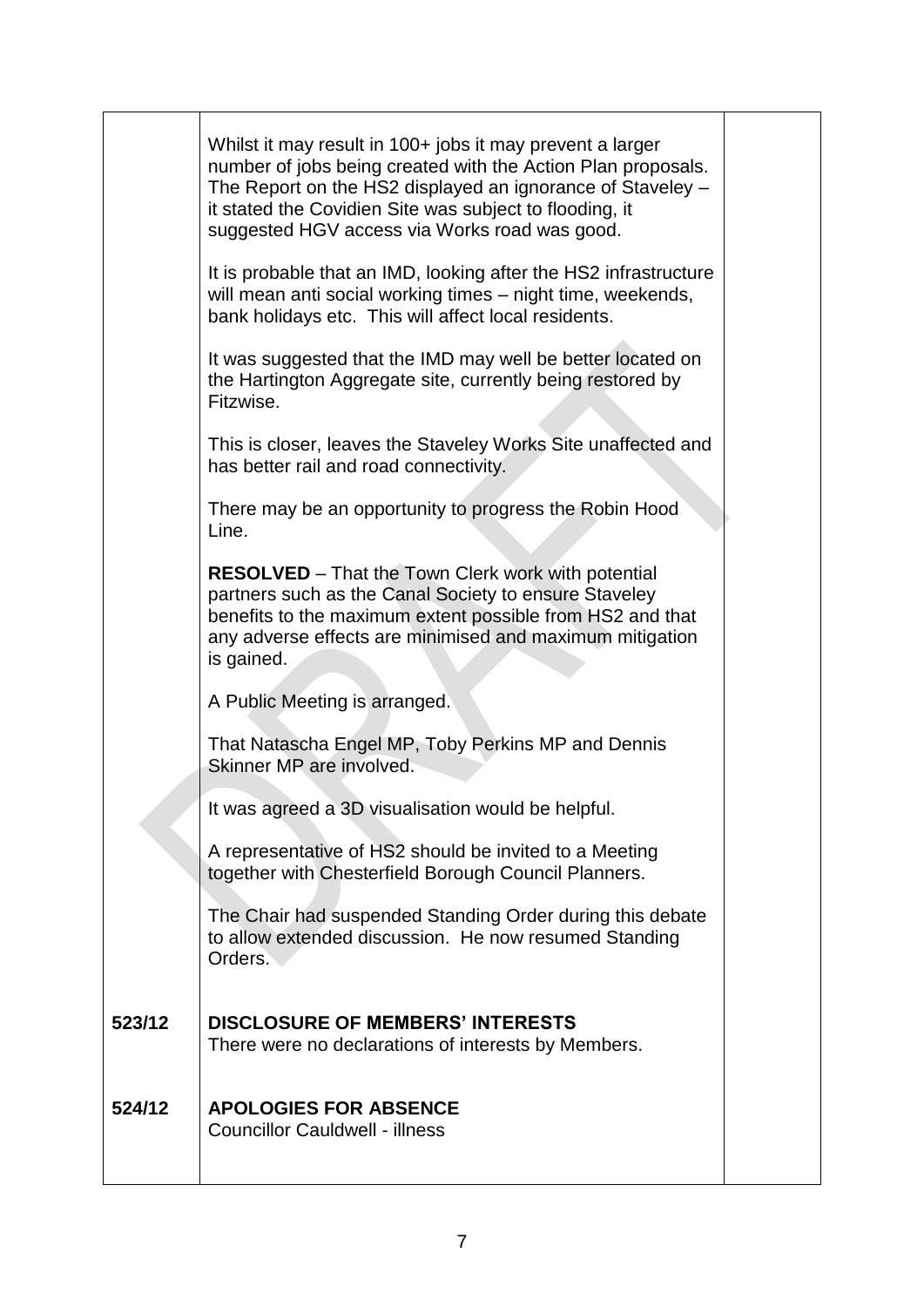| | | |
|---|---|---|
| | Whilst it may result in 100+ jobs it may prevent a larger number of jobs being created with the Action Plan proposals. The Report on the HS2 displayed an ignorance of Staveley – it stated the Covidien Site was subject to flooding, it suggested HGV access via Works road was good.<br><br>It is probable that an IMD, looking after the HS2 infrastructure will mean anti social working times – night time, weekends, bank holidays etc. This will affect local residents.<br><br>It was suggested that the IMD may well be better located on the Hartington Aggregate site, currently being restored by Fitzwise.<br><br>This is closer, leaves the Staveley Works Site unaffected and has better rail and road connectivity.<br><br>There may be an opportunity to progress the Robin Hood Line.<br><br>**RESOLVED** – That the Town Clerk work with potential partners such as the Canal Society to ensure Staveley benefits to the maximum extent possible from HS2 and that any adverse effects are minimised and maximum mitigation is gained.<br><br>A Public Meeting is arranged.<br><br>That Natascha Engel MP, Toby Perkins MP and Dennis Skinner MP are involved.<br><br>It was agreed a 3D visualisation would be helpful.<br><br>A representative of HS2 should be invited to a Meeting together with Chesterfield Borough Council Planners.<br><br>The Chair had suspended Standing Order during this debate to allow extended discussion. He now resumed Standing Orders. | |
| **523/12** | **DISCLOSURE OF MEMBERS' INTERESTS**<br>There were no declarations of interests by Members. | |
| **524/12** | **APOLOGIES FOR ABSENCE**<br>Councillor Cauldwell - illness | |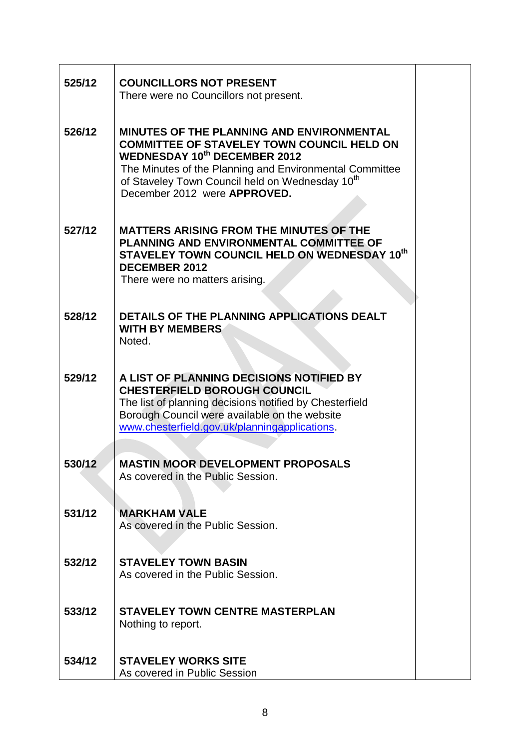| | | |
|---|---|---|
| 525/12 | **COUNCILLORS NOT PRESENT**<br>There were no Councillors not present. | |
| 526/12 | **MINUTES OF THE PLANNING AND ENVIRONMENTAL COMMITTEE OF STAVELEY TOWN COUNCIL HELD ON WEDNESDAY 10th DECEMBER 2012**<br>The Minutes of the Planning and Environmental Committee of Staveley Town Council held on Wednesday 10th December 2012 were **APPROVED.** | |
| 527/12 | **MATTERS ARISING FROM THE MINUTES OF THE PLANNING AND ENVIRONMENTAL COMMITTEE OF STAVELEY TOWN COUNCIL HELD ON WEDNESDAY 10th DECEMBER 2012**<br>There were no matters arising. | |
| 528/12 | **DETAILS OF THE PLANNING APPLICATIONS DEALT WITH BY MEMBERS**<br>Noted. | |
| 529/12 | **A LIST OF PLANNING DECISIONS NOTIFIED BY CHESTERFIELD BOROUGH COUNCIL**<br>The list of planning decisions notified by Chesterfield Borough Council were available on the website www.chesterfield.gov.uk/planningapplications. | |
| 530/12 | **MASTIN MOOR DEVELOPMENT PROPOSALS**<br>As covered in the Public Session. | |
| 531/12 | **MARKHAM VALE**<br>As covered in the Public Session. | |
| 532/12 | **STAVELEY TOWN BASIN**<br>As covered in the Public Session. | |
| 533/12 | **STAVELEY TOWN CENTRE MASTERPLAN**<br>Nothing to report. | |
| 534/12 | **STAVELEY WORKS SITE**<br>As covered in Public Session | |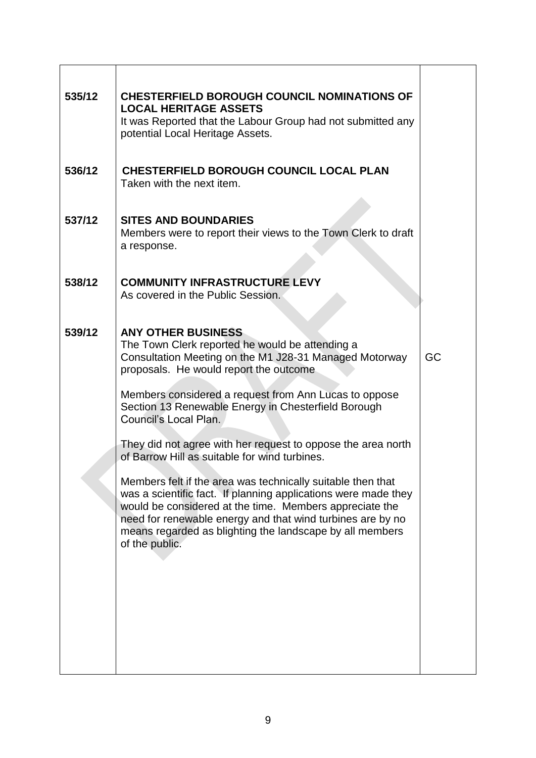| | | |
|---|---|---|
| 535/12 | **CHESTERFIELD BOROUGH COUNCIL NOMINATIONS OF LOCAL HERITAGE ASSETS**<br>It was Reported that the Labour Group had not submitted any potential Local Heritage Assets. | |
| 536/12 | **CHESTERFIELD BOROUGH COUNCIL LOCAL PLAN**<br>Taken with the next item. | |
| 537/12 | **SITES AND BOUNDARIES**<br>Members were to report their views to the Town Clerk to draft a response. | |
| 538/12 | **COMMUNITY INFRASTRUCTURE LEVY**<br>As covered in the Public Session. | |
| 539/12 | **ANY OTHER BUSINESS**<br>The Town Clerk reported he would be attending a Consultation Meeting on the M1 J28-31 Managed Motorway proposals. He would report the outcome<br><br>Members considered a request from Ann Lucas to oppose Section 13 Renewable Energy in Chesterfield Borough Council's Local Plan.<br><br>They did not agree with her request to oppose the area north of Barrow Hill as suitable for wind turbines.<br><br>Members felt if the area was technically suitable then that was a scientific fact. If planning applications were made they would be considered at the time. Members appreciate the need for renewable energy and that wind turbines are by no means regarded as blighting the landscape by all members of the public. | GC |